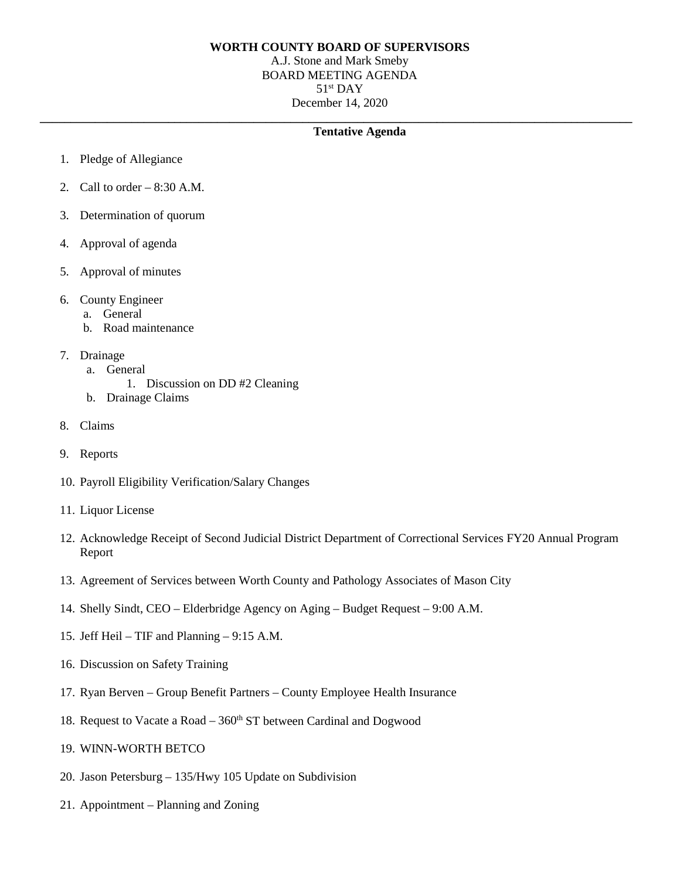**WORTH COUNTY BOARD OF SUPERVISORS**

A.J. Stone and Mark Smeby

BOARD MEETING AGENDA

51st DAY

December 14, 2020

---

**Tentative Agenda**

1. Pledge of Allegiance
2. Call to order – 8:30 A.M.
3. Determination of quorum
4. Approval of agenda
5. Approval of minutes
6. County Engineer
   a. General
   b. Road maintenance
7. Drainage
   a. General
      1. Discussion on DD #2 Cleaning
   b. Drainage Claims
8. Claims
9. Reports
10. Payroll Eligibility Verification/Salary Changes
11. Liquor License
12. Acknowledge Receipt of Second Judicial District Department of Correctional Services FY20 Annual Program Report
13. Agreement of Services between Worth County and Pathology Associates of Mason City
14. Shelly Sindt, CEO – Elderbridge Agency on Aging – Budget Request – 9:00 A.M.
15. Jeff Heil – TIF and Planning – 9:15 A.M.
16. Discussion on Safety Training
17. Ryan Berven – Group Benefit Partners – County Employee Health Insurance
18. Request to Vacate a Road – 360th ST between Cardinal and Dogwood
19. WINN-WORTH BETCO
20. Jason Petersburg – 135/Hwy 105 Update on Subdivision
21. Appointment – Planning and Zoning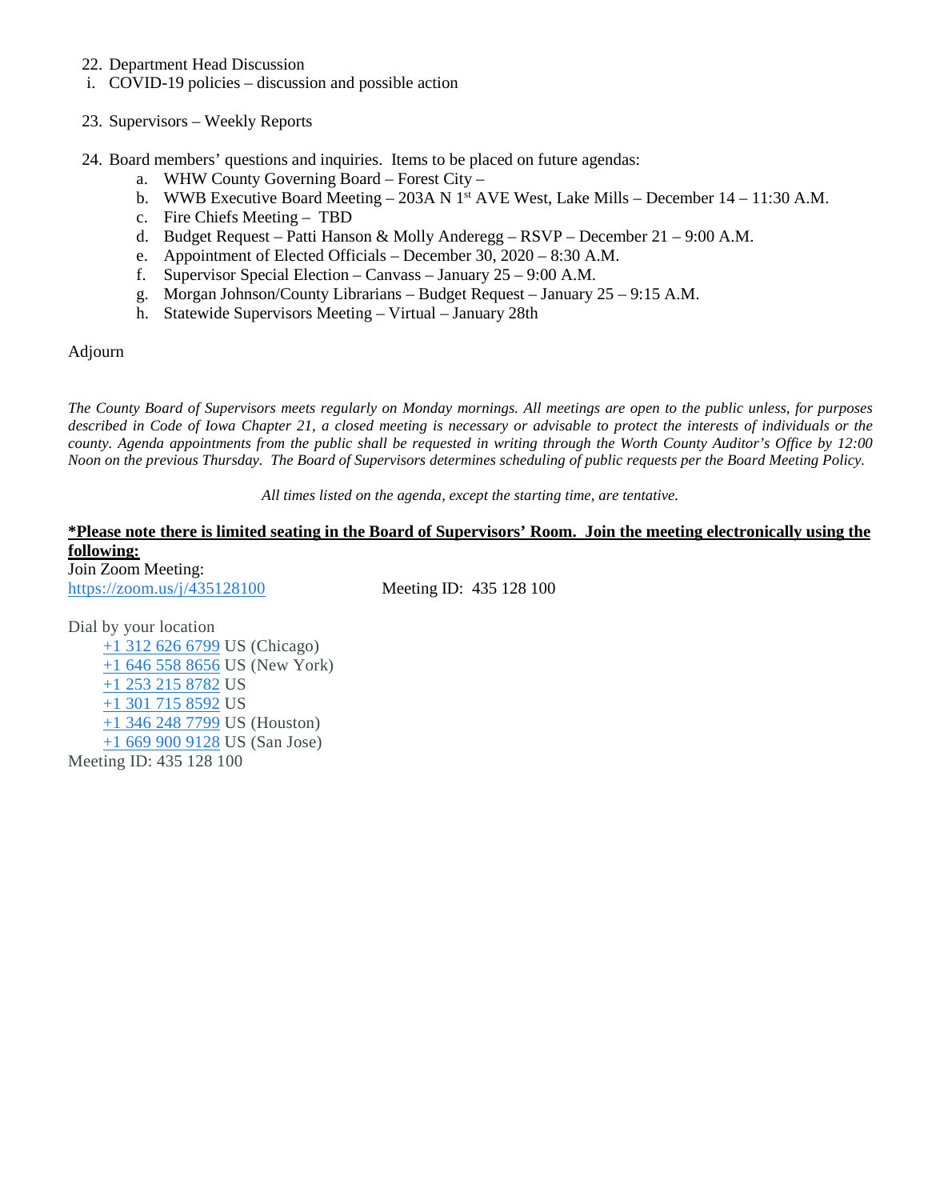22. Department Head Discussion
    i. COVID-19 policies – discussion and possible action

23. Supervisors – Weekly Reports

24. Board members' questions and inquiries. Items to be placed on future agendas:
    a. WHW County Governing Board – Forest City –
    b. WWB Executive Board Meeting – 203A N 1st AVE West, Lake Mills – December 14 – 11:30 A.M.
    c. Fire Chiefs Meeting – TBD
    d. Budget Request – Patti Hanson & Molly Anderegg – RSVP – December 21 – 9:00 A.M.
    e. Appointment of Elected Officials – December 30, 2020 – 8:30 A.M.
    f. Supervisor Special Election – Canvass – January 25 – 9:00 A.M.
    g. Morgan Johnson/County Librarians – Budget Request – January 25 – 9:15 A.M.
    h. Statewide Supervisors Meeting – Virtual – January 28th

Adjourn

*The County Board of Supervisors meets regularly on Monday mornings. All meetings are open to the public unless, for purposes described in Code of Iowa Chapter 21, a closed meeting is necessary or advisable to protect the interests of individuals or the county. Agenda appointments from the public shall be requested in writing through the Worth County Auditor's Office by 12:00 Noon on the previous Thursday. The Board of Supervisors determines scheduling of public requests per the Board Meeting Policy.*

*All times listed on the agenda, except the starting time, are tentative.*

**\*Please note there is limited seating in the Board of Supervisors' Room. Join the meeting electronically using the following:**

Join Zoom Meeting:
https://zoom.us/j/435128100 Meeting ID: 435 128 100

Dial by your location
- +1 312 626 6799 US (Chicago)
- +1 646 558 8656 US (New York)
- +1 253 215 8782 US
- +1 301 715 8592 US
- +1 346 248 7799 US (Houston)
- +1 669 900 9128 US (San Jose)

Meeting ID: 435 128 100